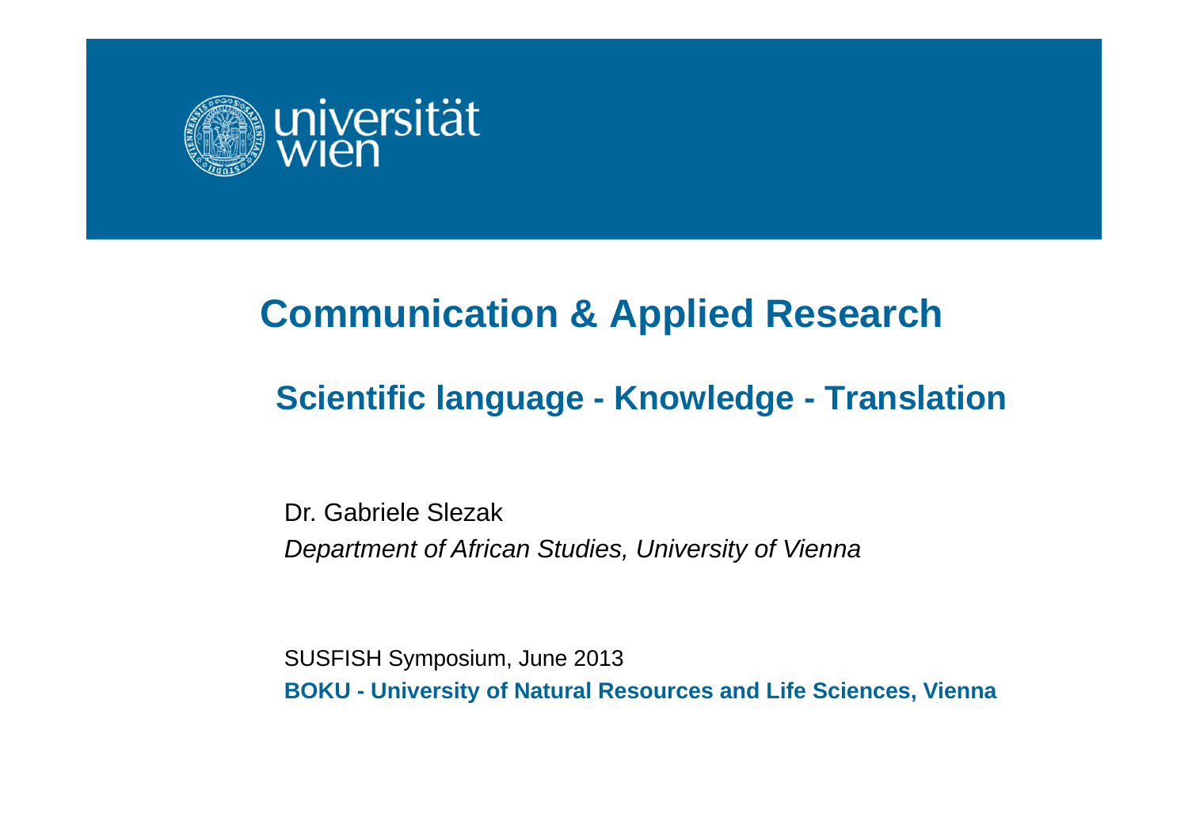# Communication & Applied Research

## Scientific language - Knowledge - Translation

Dr. Gabriele Slezak

*Department of African Studies, University of Vienna*

SUSFISH Symposium, June 2013

**BOKU - University of Natural Resources and Life Sciences, Vienna**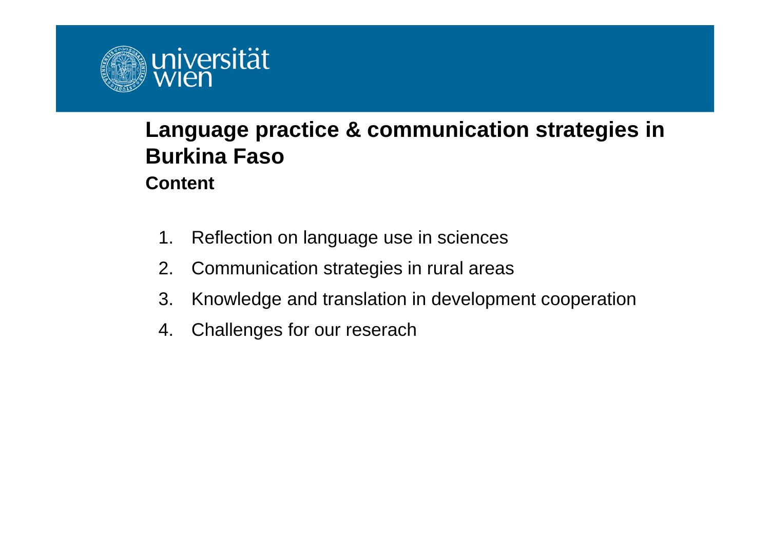## Language practice & communication strategies in Burkina Faso

**Content**

1. Reflection on language use in sciences
2. Communication strategies in rural areas
3. Knowledge and translation in development cooperation
4. Challenges for our reserach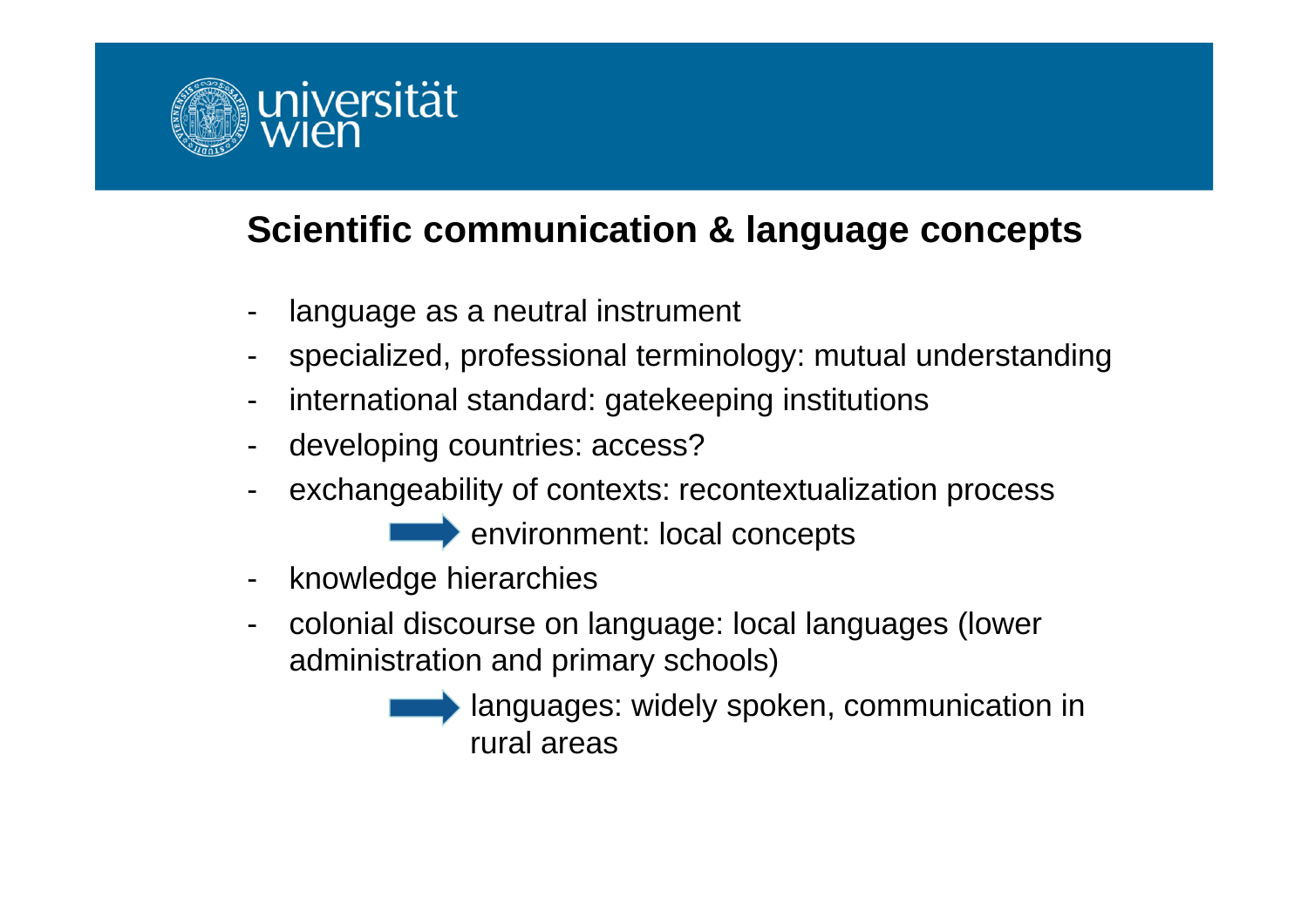## Scientific communication & language concepts

- language as a neutral instrument
- specialized, professional terminology: mutual understanding
- international standard: gatekeeping institutions
- developing countries: access?
- exchangeability of contexts: recontextualization process

  → environment: local concepts
- knowledge hierarchies
- colonial discourse on language: local languages (lower administration and primary schools)

  → languages: widely spoken, communication in rural areas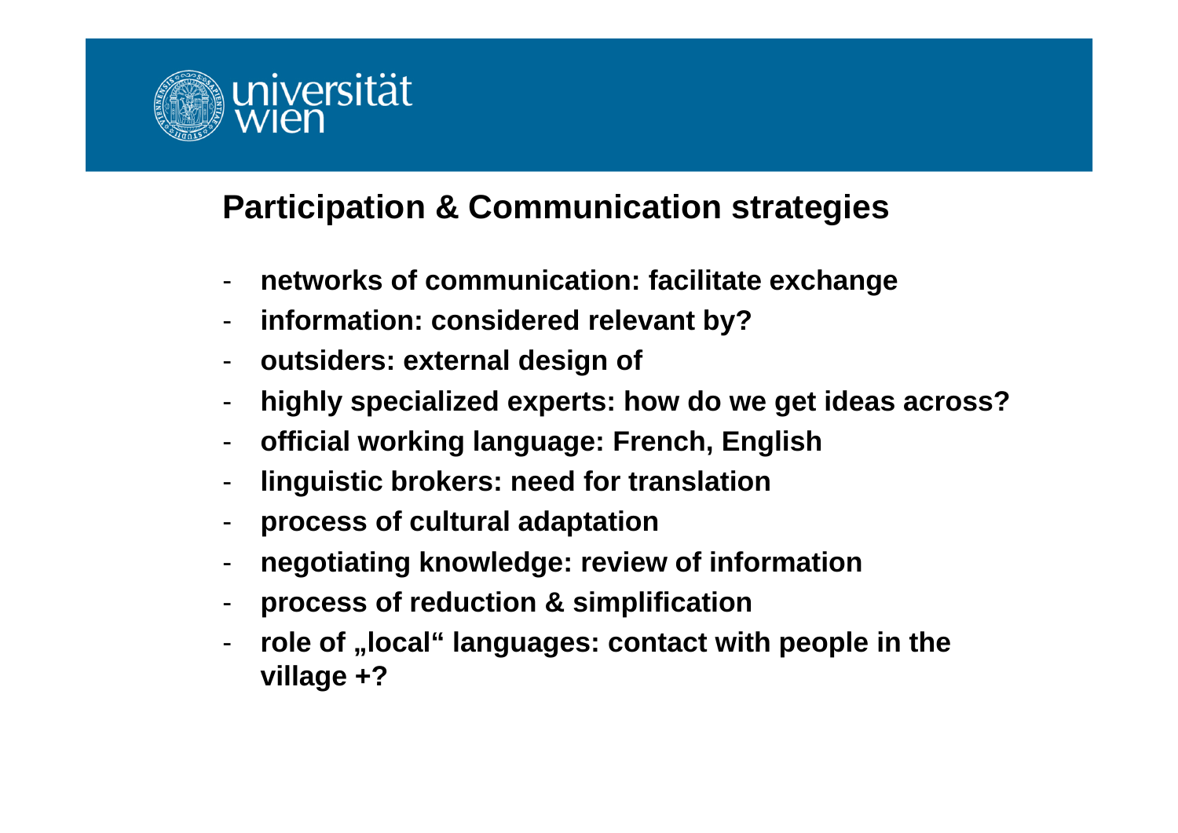## Participation & Communication strategies

- **networks of communication: facilitate exchange**
- **information: considered relevant by?**
- **outsiders: external design of**
- **highly specialized experts: how do we get ideas across?**
- **official working language: French, English**
- **linguistic brokers: need for translation**
- **process of cultural adaptation**
- **negotiating knowledge: review of information**
- **process of reduction & simplification**
- **role of „local“ languages: contact with people in the village +?**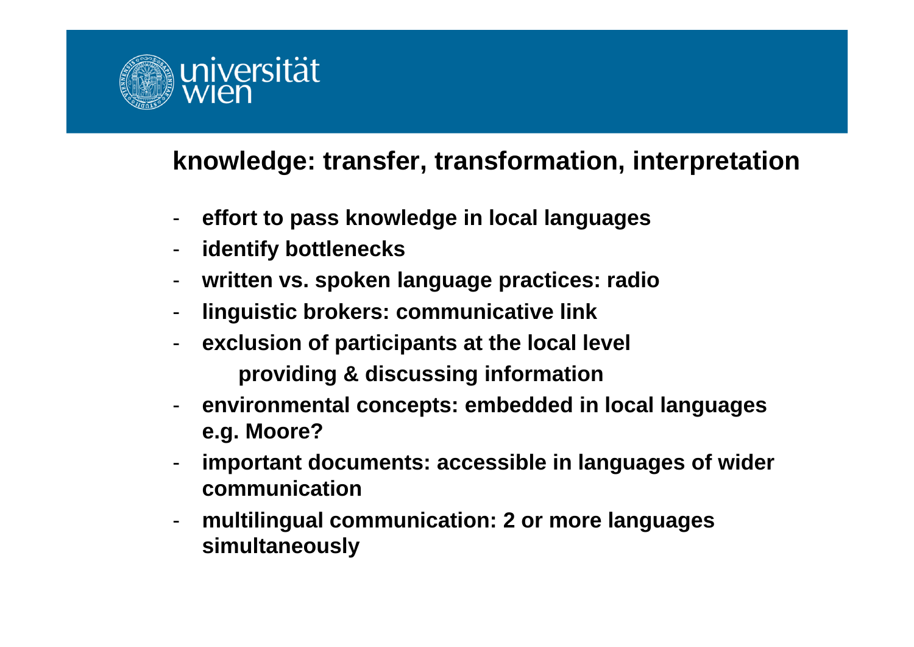## knowledge: transfer, transformation, interpretation

- **effort to pass knowledge in local languages**
- **identify bottlenecks**
- **written vs. spoken language practices: radio**
- **linguistic brokers: communicative link**
- **exclusion of participants at the local level**
  **providing & discussing information**
- **environmental concepts: embedded in local languages e.g. Moore?**
- **important documents: accessible in languages of wider communication**
- **multilingual communication: 2 or more languages simultaneously**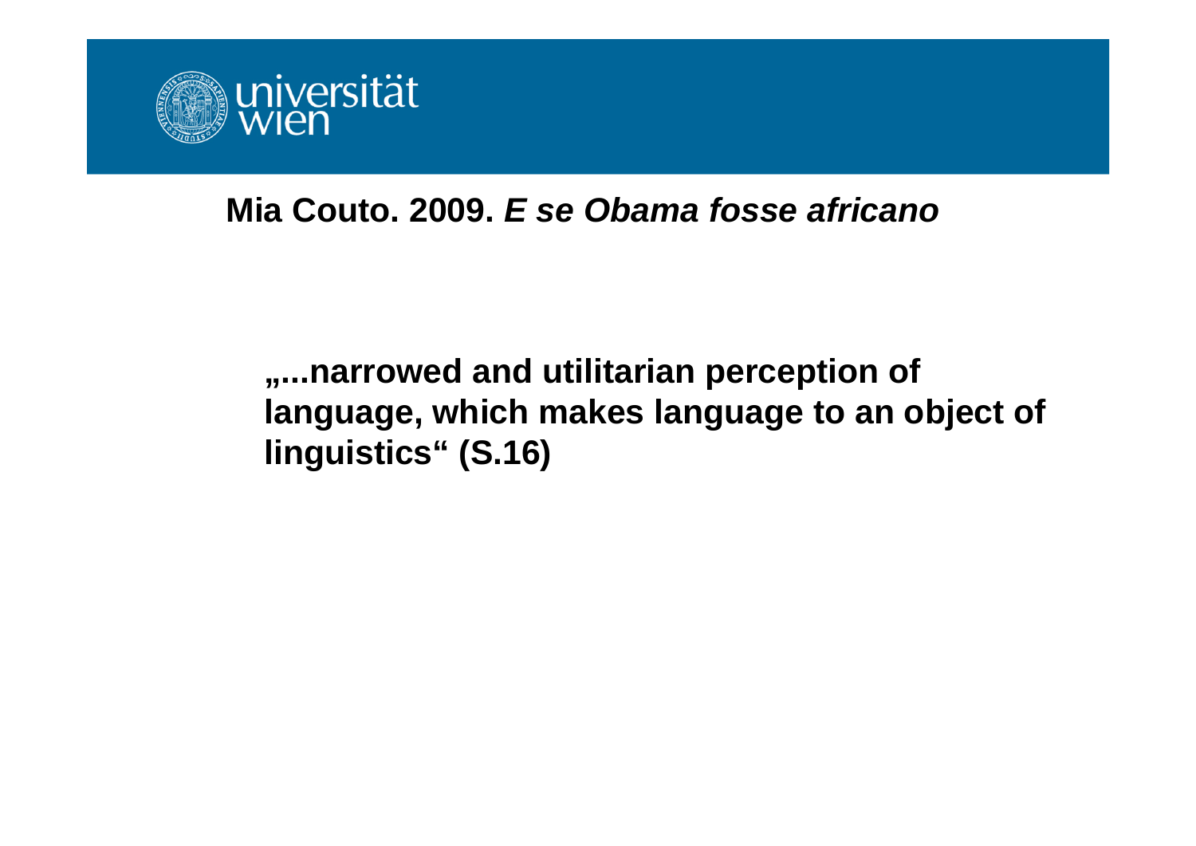## Mia Couto. 2009. *E se Obama fosse africano*

**„...narrowed and utilitarian perception of language, which makes language to an object of linguistics“ (S.16)**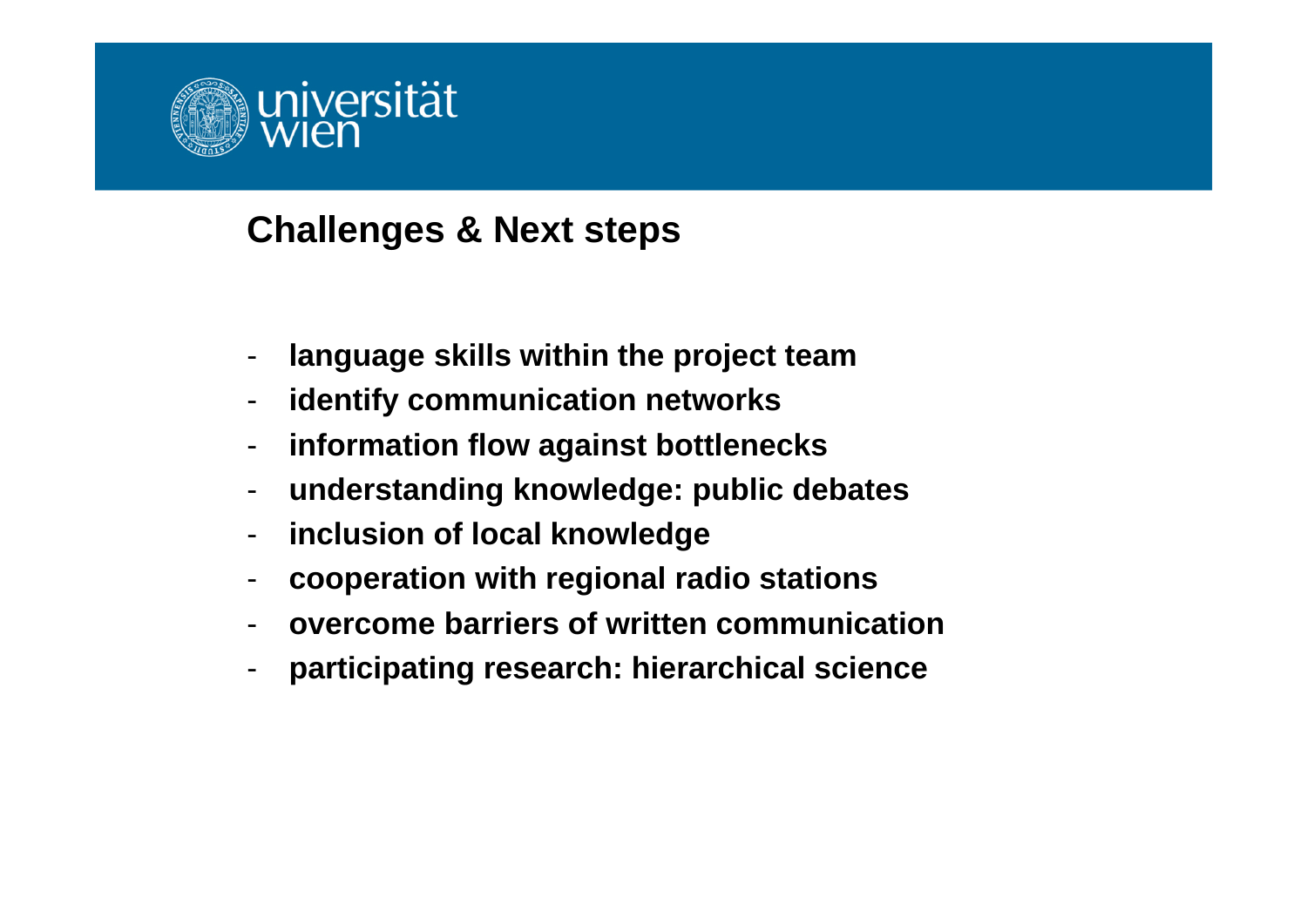## Challenges & Next steps

- **language skills within the project team**
- **identify communication networks**
- **information flow against bottlenecks**
- **understanding knowledge: public debates**
- **inclusion of local knowledge**
- **cooperation with regional radio stations**
- **overcome barriers of written communication**
- **participating research: hierarchical science**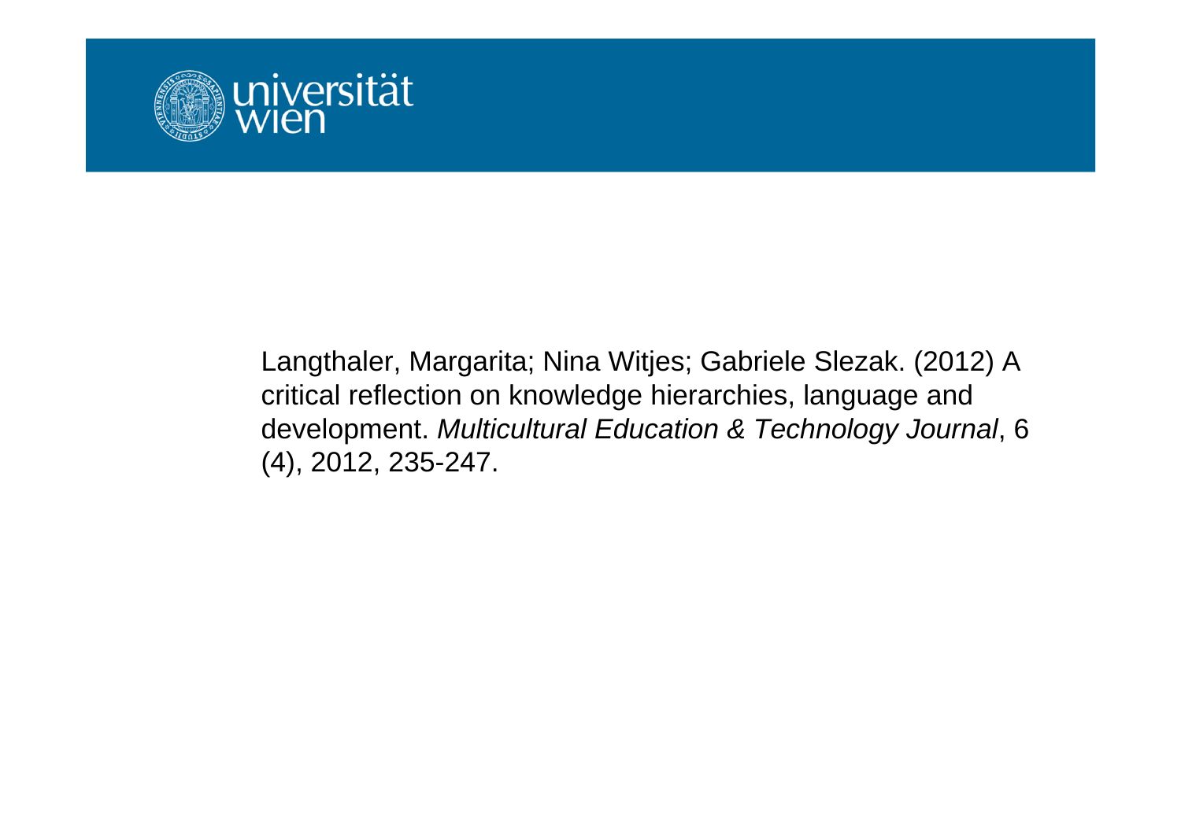Langthaler, Margarita; Nina Witjes; Gabriele Slezak. (2012) A critical reflection on knowledge hierarchies, language and development. *Multicultural Education & Technology Journal*, 6 (4), 2012, 235-247.